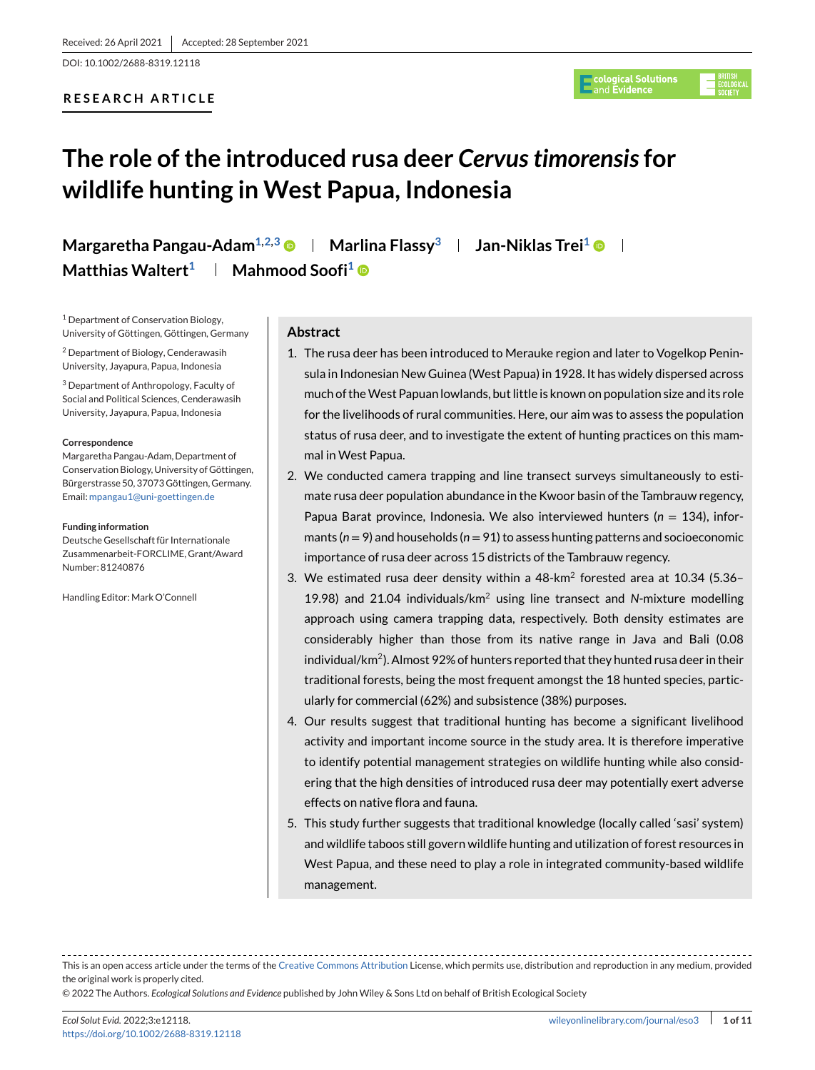Received: 26 April 2021 | Accepted: 28 September 2021

DOI: 10.1002/2688-8319.12118

RESEARCH ARTICLE

# The role of the introduced rusa deer *Cervus timorensis* for wildlife hunting in West Papua, Indonesia

**Margaretha Pangau-Adam**[1,2,3] | **Marlina Flassy**[3] | **Jan-Niklas Trei**[1] | **Matthias Waltert**[1] | **Mahmood Soofi**[1]

[1] Department of Conservation Biology, University of Göttingen, Göttingen, Germany

[2] Department of Biology, Cenderawasih University, Jayapura, Papua, Indonesia

[3] Department of Anthropology, Faculty of Social and Political Sciences, Cenderawasih University, Jayapura, Papua, Indonesia

**Correspondence**
Margaretha Pangau-Adam, Department of Conservation Biology, University of Göttingen, Bürgerstrasse 50, 37073 Göttingen, Germany.
Email: mpangau1@uni-goettingen.de

**Funding information**
Deutsche Gesellschaft für Internationale Zusammenarbeit-FORCLIME, Grant/Award Number: 81240876

Handling Editor: Mark O'Connell

## Abstract

1. The rusa deer has been introduced to Merauke region and later to Vogelkop Peninsula in Indonesian New Guinea (West Papua) in 1928. It has widely dispersed across much of the West Papuan lowlands, but little is known on population size and its role for the livelihoods of rural communities. Here, our aim was to assess the population status of rusa deer, and to investigate the extent of hunting practices on this mammal in West Papua.
2. We conducted camera trapping and line transect surveys simultaneously to estimate rusa deer population abundance in the Kwoor basin of the Tambrauw regency, Papua Barat province, Indonesia. We also interviewed hunters ($n$ = 134), informants ($n$ = 9) and households ($n$ = 91) to assess hunting patterns and socioeconomic importance of rusa deer across 15 districts of the Tambrauw regency.
3. We estimated rusa deer density within a 48-km$^2$ forested area at 10.34 (5.36–19.98) and 21.04 individuals/km$^2$ using line transect and $N$-mixture modelling approach using camera trapping data, respectively. Both density estimates are considerably higher than those from its native range in Java and Bali (0.08 individual/km$^2$). Almost 92% of hunters reported that they hunted rusa deer in their traditional forests, being the most frequent amongst the 18 hunted species, particularly for commercial (62%) and subsistence (38%) purposes.
4. Our results suggest that traditional hunting has become a significant livelihood activity and important income source in the study area. It is therefore imperative to identify potential management strategies on wildlife hunting while also considering that the high densities of introduced rusa deer may potentially exert adverse effects on native flora and fauna.
5. This study further suggests that traditional knowledge (locally called 'sasi' system) and wildlife taboos still govern wildlife hunting and utilization of forest resources in West Papua, and these need to play a role in integrated community-based wildlife management.

---

This is an open access article under the terms of the Creative Commons Attribution License, which permits use, distribution and reproduction in any medium, provided the original work is properly cited.

© 2022 The Authors. *Ecological Solutions and Evidence* published by John Wiley & Sons Ltd on behalf of British Ecological Society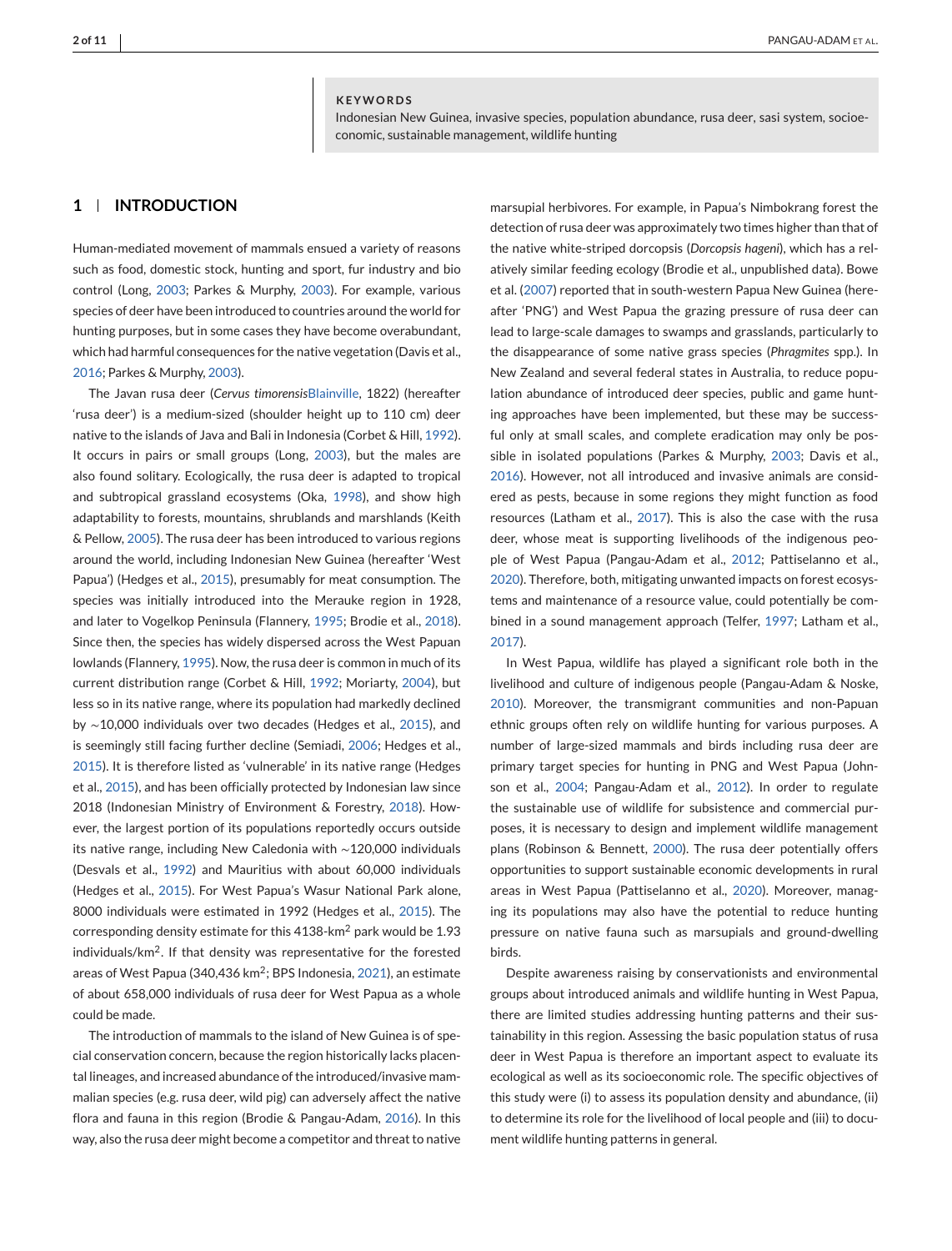**KEYWORDS**

Indonesian New Guinea, invasive species, population abundance, rusa deer, sasi system, socioeconomic, sustainable management, wildlife hunting

## 1 | INTRODUCTION

Human-mediated movement of mammals ensued a variety of reasons such as food, domestic stock, hunting and sport, fur industry and bio control (Long, 2003; Parkes & Murphy, 2003). For example, various species of deer have been introduced to countries around the world for hunting purposes, but in some cases they have become overabundant, which had harmful consequences for the native vegetation (Davis et al., 2016; Parkes & Murphy, 2003).

The Javan rusa deer (*Cervus timorensis*Blainville, 1822) (hereafter 'rusa deer') is a medium-sized (shoulder height up to 110 cm) deer native to the islands of Java and Bali in Indonesia (Corbet & Hill, 1992). It occurs in pairs or small groups (Long, 2003), but the males are also found solitary. Ecologically, the rusa deer is adapted to tropical and subtropical grassland ecosystems (Oka, 1998), and show high adaptability to forests, mountains, shrublands and marshlands (Keith & Pellow, 2005). The rusa deer has been introduced to various regions around the world, including Indonesian New Guinea (hereafter 'West Papua') (Hedges et al., 2015), presumably for meat consumption. The species was initially introduced into the Merauke region in 1928, and later to Vogelkop Peninsula (Flannery, 1995; Brodie et al., 2018). Since then, the species has widely dispersed across the West Papuan lowlands (Flannery, 1995). Now, the rusa deer is common in much of its current distribution range (Corbet & Hill, 1992; Moriarty, 2004), but less so in its native range, where its population had markedly declined by ∼10,000 individuals over two decades (Hedges et al., 2015), and is seemingly still facing further decline (Semiadi, 2006; Hedges et al., 2015). It is therefore listed as 'vulnerable' in its native range (Hedges et al., 2015), and has been officially protected by Indonesian law since 2018 (Indonesian Ministry of Environment & Forestry, 2018). However, the largest portion of its populations reportedly occurs outside its native range, including New Caledonia with ∼120,000 individuals (Desvals et al., 1992) and Mauritius with about 60,000 individuals (Hedges et al., 2015). For West Papua's Wasur National Park alone, 8000 individuals were estimated in 1992 (Hedges et al., 2015). The corresponding density estimate for this 4138-km$^2$ park would be 1.93 individuals/km$^2$. If that density was representative for the forested areas of West Papua (340,436 km$^2$; BPS Indonesia, 2021), an estimate of about 658,000 individuals of rusa deer for West Papua as a whole could be made.

The introduction of mammals to the island of New Guinea is of special conservation concern, because the region historically lacks placental lineages, and increased abundance of the introduced/invasive mammalian species (e.g. rusa deer, wild pig) can adversely affect the native flora and fauna in this region (Brodie & Pangau-Adam, 2016). In this way, also the rusa deer might become a competitor and threat to native marsupial herbivores. For example, in Papua's Nimbokrang forest the detection of rusa deer was approximately two times higher than that of the native white-striped dorcopsis (*Dorcopsis hageni*), which has a relatively similar feeding ecology (Brodie et al., unpublished data). Bowe et al. (2007) reported that in south-western Papua New Guinea (hereafter 'PNG') and West Papua the grazing pressure of rusa deer can lead to large-scale damages to swamps and grasslands, particularly to the disappearance of some native grass species (*Phragmites* spp.). In New Zealand and several federal states in Australia, to reduce population abundance of introduced deer species, public and game hunting approaches have been implemented, but these may be successful only at small scales, and complete eradication may only be possible in isolated populations (Parkes & Murphy, 2003; Davis et al., 2016). However, not all introduced and invasive animals are considered as pests, because in some regions they might function as food resources (Latham et al., 2017). This is also the case with the rusa deer, whose meat is supporting livelihoods of the indigenous people of West Papua (Pangau-Adam et al., 2012; Pattiselanno et al., 2020). Therefore, both, mitigating unwanted impacts on forest ecosystems and maintenance of a resource value, could potentially be combined in a sound management approach (Telfer, 1997; Latham et al., 2017).

In West Papua, wildlife has played a significant role both in the livelihood and culture of indigenous people (Pangau-Adam & Noske, 2010). Moreover, the transmigrant communities and non-Papuan ethnic groups often rely on wildlife hunting for various purposes. A number of large-sized mammals and birds including rusa deer are primary target species for hunting in PNG and West Papua (Johnson et al., 2004; Pangau-Adam et al., 2012). In order to regulate the sustainable use of wildlife for subsistence and commercial purposes, it is necessary to design and implement wildlife management plans (Robinson & Bennett, 2000). The rusa deer potentially offers opportunities to support sustainable economic developments in rural areas in West Papua (Pattiselanno et al., 2020). Moreover, managing its populations may also have the potential to reduce hunting pressure on native fauna such as marsupials and ground-dwelling birds.

Despite awareness raising by conservationists and environmental groups about introduced animals and wildlife hunting in West Papua, there are limited studies addressing hunting patterns and their sustainability in this region. Assessing the basic population status of rusa deer in West Papua is therefore an important aspect to evaluate its ecological as well as its socioeconomic role. The specific objectives of this study were (i) to assess its population density and abundance, (ii) to determine its role for the livelihood of local people and (iii) to document wildlife hunting patterns in general.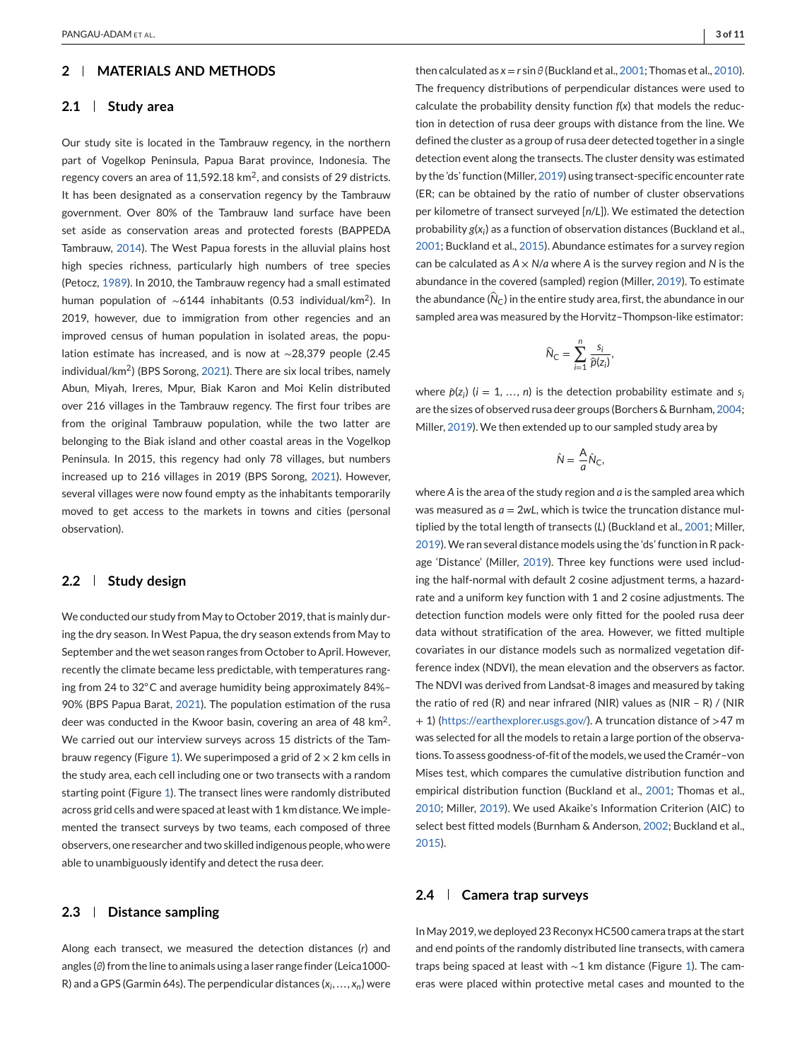## 2 | MATERIALS AND METHODS

### 2.1 | Study area

Our study site is located in the Tambrauw regency, in the northern part of Vogelkop Peninsula, Papua Barat province, Indonesia. The regency covers an area of 11,592.18 km$^2$, and consists of 29 districts. It has been designated as a conservation regency by the Tambrauw government. Over 80% of the Tambrauw land surface have been set aside as conservation areas and protected forests (BAPPEDA Tambrauw, 2014). The West Papua forests in the alluvial plains host high species richness, particularly high numbers of tree species (Petocz, 1989). In 2010, the Tambrauw regency had a small estimated human population of ∼6144 inhabitants (0.53 individual/km$^2$). In 2019, however, due to immigration from other regencies and an improved census of human population in isolated areas, the population estimate has increased, and is now at ∼28,379 people (2.45 individual/km$^2$) (BPS Sorong, 2021). There are six local tribes, namely Abun, Miyah, Ireres, Mpur, Biak Karon and Moi Kelin distributed over 216 villages in the Tambrauw regency. The first four tribes are from the original Tambrauw population, while the two latter are belonging to the Biak island and other coastal areas in the Vogelkop Peninsula. In 2015, this regency had only 78 villages, but numbers increased up to 216 villages in 2019 (BPS Sorong, 2021). However, several villages were now found empty as the inhabitants temporarily moved to get access to the markets in towns and cities (personal observation).

### 2.2 | Study design

We conducted our study from May to October 2019, that is mainly during the dry season. In West Papua, the dry season extends from May to September and the wet season ranges from October to April. However, recently the climate became less predictable, with temperatures ranging from 24 to 32°C and average humidity being approximately 84%–90% (BPS Papua Barat, 2021). The population estimation of the rusa deer was conducted in the Kwoor basin, covering an area of 48 km$^2$. We carried out our interview surveys across 15 districts of the Tambrauw regency (Figure 1). We superimposed a grid of 2 × 2 km cells in the study area, each cell including one or two transects with a random starting point (Figure 1). The transect lines were randomly distributed across grid cells and were spaced at least with 1 km distance. We implemented the transect surveys by two teams, each composed of three observers, one researcher and two skilled indigenous people, who were able to unambiguously identify and detect the rusa deer.

### 2.3 | Distance sampling

Along each transect, we measured the detection distances ($r$) and angles ($\theta$) from the line to animals using a laser range finder (Leica1000-R) and a GPS (Garmin 64s). The perpendicular distances ($x_i, \ldots, x_n$) were then calculated as $x = r \sin \theta$ (Buckland et al., 2001; Thomas et al., 2010). The frequency distributions of perpendicular distances were used to calculate the probability density function $f(x)$ that models the reduction in detection of rusa deer groups with distance from the line. We defined the cluster as a group of rusa deer detected together in a single detection event along the transects. The cluster density was estimated by the 'ds' function (Miller, 2019) using transect-specific encounter rate (ER; can be obtained by the ratio of number of cluster observations per kilometre of transect surveyed [$n/L$]). We estimated the detection probability $g(x_i)$ as a function of observation distances (Buckland et al., 2001; Buckland et al., 2015). Abundance estimates for a survey region can be calculated as $A \times N/a$ where $A$ is the survey region and $N$ is the abundance in the covered (sampled) region (Miller, 2019). To estimate the abundance ($\hat{N}_C$) in the entire study area, first, the abundance in our sampled area was measured by the Horvitz–Thompson-like estimator:

$$\hat{N}_C = \sum_{i=1}^{n} \frac{s_i}{\hat{p}(z_i)},$$

where $\hat{p}(z_i)$ ($i$ = 1, …, $n$) is the detection probability estimate and $s_i$ are the sizes of observed rusa deer groups (Borchers & Burnham, 2004; Miller, 2019). We then extended up to our sampled study area by

$$\hat{N} = \frac{A}{a} \hat{N}_C,$$

where $A$ is the area of the study region and $a$ is the sampled area which was measured as $a = 2wL$, which is twice the truncation distance multiplied by the total length of transects ($L$) (Buckland et al., 2001; Miller, 2019). We ran several distance models using the 'ds' function in R package 'Distance' (Miller, 2019). Three key functions were used including the half-normal with default 2 cosine adjustment terms, a hazard-rate and a uniform key function with 1 and 2 cosine adjustments. The detection function models were only fitted for the pooled rusa deer data without stratification of the area. However, we fitted multiple covariates in our distance models such as normalized vegetation difference index (NDVI), the mean elevation and the observers as factor. The NDVI was derived from Landsat-8 images and measured by taking the ratio of red (R) and near infrared (NIR) values as (NIR – R) / (NIR + 1) (https://earthexplorer.usgs.gov/). A truncation distance of >47 m was selected for all the models to retain a large portion of the observations. To assess goodness-of-fit of the models, we used the Cramér–von Mises test, which compares the cumulative distribution function and empirical distribution function (Buckland et al., 2001; Thomas et al., 2010; Miller, 2019). We used Akaike's Information Criterion (AIC) to select best fitted models (Burnham & Anderson, 2002; Buckland et al., 2015).

### 2.4 | Camera trap surveys

In May 2019, we deployed 23 Reconyx HC500 camera traps at the start and end points of the randomly distributed line transects, with camera traps being spaced at least with ∼1 km distance (Figure 1). The cameras were placed within protective metal cases and mounted to the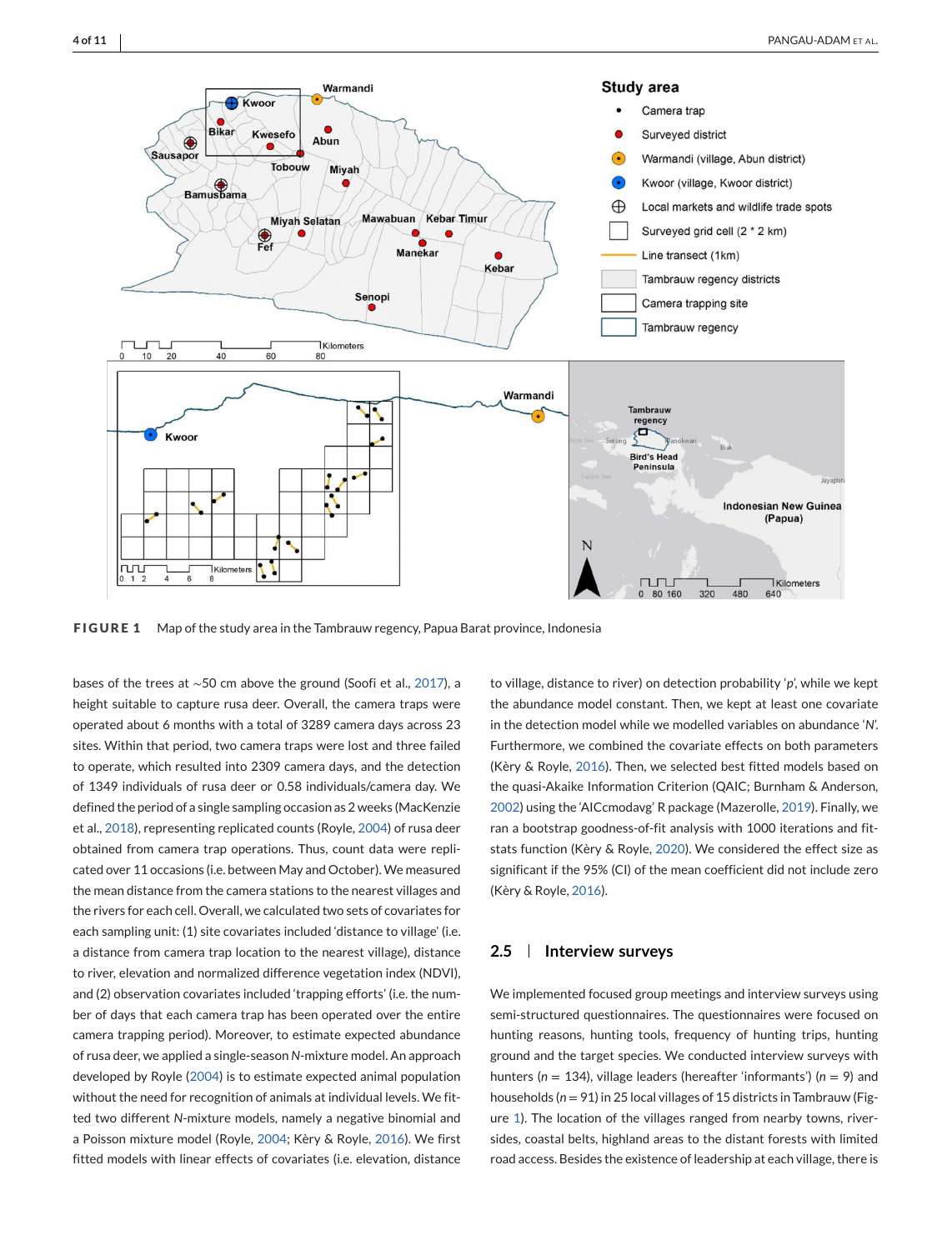**FIGURE 1** Map of the study area in the Tambrauw regency, Papua Barat province, Indonesia

bases of the trees at ~50 cm above the ground (Soofi et al., 2017), a height suitable to capture rusa deer. Overall, the camera traps were operated about 6 months with a total of 3289 camera days across 23 sites. Within that period, two camera traps were lost and three failed to operate, which resulted into 2309 camera days, and the detection of 1349 individuals of rusa deer or 0.58 individuals/camera day. We defined the period of a single sampling occasion as 2 weeks (MacKenzie et al., 2018), representing replicated counts (Royle, 2004) of rusa deer obtained from camera trap operations. Thus, count data were replicated over 11 occasions (i.e. between May and October). We measured the mean distance from the camera stations to the nearest villages and the rivers for each cell. Overall, we calculated two sets of covariates for each sampling unit: (1) site covariates included 'distance to village' (i.e. a distance from camera trap location to the nearest village), distance to river, elevation and normalized difference vegetation index (NDVI), and (2) observation covariates included 'trapping efforts' (i.e. the number of days that each camera trap has been operated over the entire camera trapping period). Moreover, to estimate expected abundance of rusa deer, we applied a single-season *N*-mixture model. An approach developed by Royle (2004) is to estimate expected animal population without the need for recognition of animals at individual levels. We fitted two different *N*-mixture models, namely a negative binomial and a Poisson mixture model (Royle, 2004; Kèry & Royle, 2016). We first fitted models with linear effects of covariates (i.e. elevation, distance to village, distance to river) on detection probability '*p*', while we kept the abundance model constant. Then, we kept at least one covariate in the detection model while we modelled variables on abundance '*N*'. Furthermore, we combined the covariate effects on both parameters (Kèry & Royle, 2016). Then, we selected best fitted models based on the quasi-Akaike Information Criterion (QAIC; Burnham & Anderson, 2002) using the 'AICcmodavg' R package (Mazerolle, 2019). Finally, we ran a bootstrap goodness-of-fit analysis with 1000 iterations and fitstats function (Kèry & Royle, 2020). We considered the effect size as significant if the 95% (CI) of the mean coefficient did not include zero (Kèry & Royle, 2016).

## 2.5 | Interview surveys

We implemented focused group meetings and interview surveys using semi-structured questionnaires. The questionnaires were focused on hunting reasons, hunting tools, frequency of hunting trips, hunting ground and the target species. We conducted interview surveys with hunters ($n$ = 134), village leaders (hereafter 'informants') ($n$ = 9) and households ($n$ = 91) in 25 local villages of 15 districts in Tambrauw (Figure 1). The location of the villages ranged from nearby towns, riversides, coastal belts, highland areas to the distant forests with limited road access. Besides the existence of leadership at each village, there is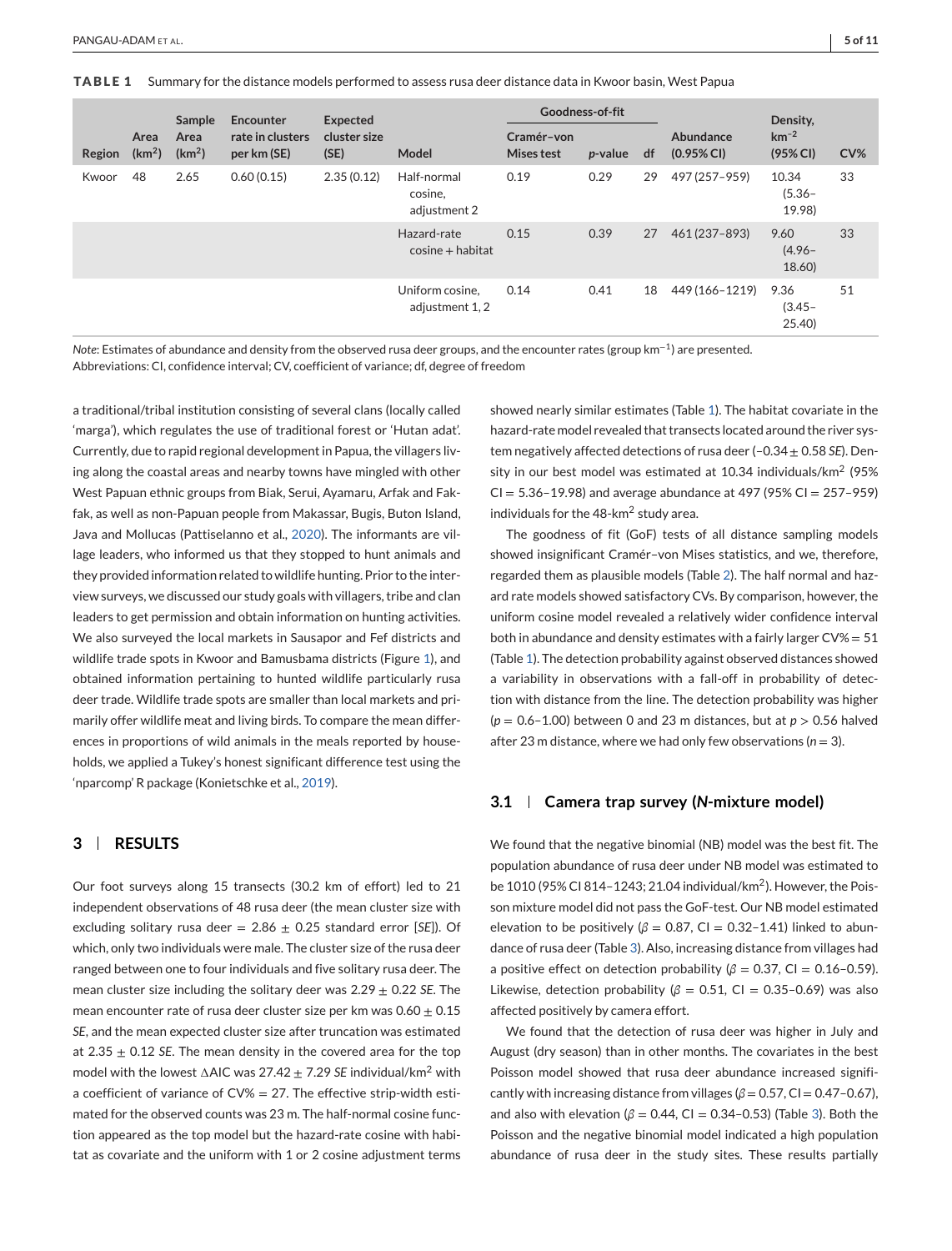**TABLE 1** Summary for the distance models performed to assess rusa deer distance data in Kwoor basin, West Papua

| Region | Area ($km^2$) | Sample Area ($km^2$) | Encounter rate in clusters per km (SE) | Expected cluster size (SE) | Model | Goodness-of-fit Cramér–von Mises test | *p*-value | df | Abundance (0.95% CI) | Density, $km^{-2}$ (95% CI) | CV% |
|---|---|---|---|---|---|---|---|---|---|---|---|
| Kwoor | 48 | 2.65 | 0.60 (0.15) | 2.35 (0.12) | Half-normal cosine, adjustment 2 | 0.19 | 0.29 | 29 | 497 (257–959) | 10.34 (5.36–19.98) | 33 |
| | | | | | Hazard-rate cosine + habitat | 0.15 | 0.39 | 27 | 461 (237–893) | 9.60 (4.96–18.60) | 33 |
| | | | | | Uniform cosine, adjustment 1, 2 | 0.14 | 0.41 | 18 | 449 (166–1219) | 9.36 (3.45–25.40) | 51 |

*Note*: Estimates of abundance and density from the observed rusa deer groups, and the encounter rates (group $km^{-1}$) are presented.
Abbreviations: CI, confidence interval; CV, coefficient of variance; df, degree of freedom

a traditional/tribal institution consisting of several clans (locally called 'marga'), which regulates the use of traditional forest or 'Hutan adat'. Currently, due to rapid regional development in Papua, the villagers living along the coastal areas and nearby towns have mingled with other West Papuan ethnic groups from Biak, Serui, Ayamaru, Arfak and Fakfak, as well as non-Papuan people from Makassar, Bugis, Buton Island, Java and Mollucas (Pattiselanno et al., 2020). The informants are village leaders, who informed us that they stopped to hunt animals and they provided information related to wildlife hunting. Prior to the interview surveys, we discussed our study goals with villagers, tribe and clan leaders to get permission and obtain information on hunting activities. We also surveyed the local markets in Sausapor and Fef districts and wildlife trade spots in Kwoor and Bamusbama districts (Figure 1), and obtained information pertaining to hunted wildlife particularly rusa deer trade. Wildlife trade spots are smaller than local markets and primarily offer wildlife meat and living birds. To compare the mean differences in proportions of wild animals in the meals reported by households, we applied a Tukey's honest significant difference test using the 'nparcomp' R package (Konietschke et al., 2019).

## 3 | RESULTS

Our foot surveys along 15 transects (30.2 km of effort) led to 21 independent observations of 48 rusa deer (the mean cluster size with excluding solitary rusa deer = 2.86 ± 0.25 standard error [*SE*]). Of which, only two individuals were male. The cluster size of the rusa deer ranged between one to four individuals and five solitary rusa deer. The mean cluster size including the solitary deer was 2.29 ± 0.22 *SE*. The mean encounter rate of rusa deer cluster size per km was 0.60 ± 0.15 *SE*, and the mean expected cluster size after truncation was estimated at 2.35 ± 0.12 *SE*. The mean density in the covered area for the top model with the lowest ΔAIC was 27.42 ± 7.29 *SE* individual/$km^2$ with a coefficient of variance of CV% = 27. The effective strip-width estimated for the observed counts was 23 m. The half-normal cosine function appeared as the top model but the hazard-rate cosine with habitat as covariate and the uniform with 1 or 2 cosine adjustment terms showed nearly similar estimates (Table 1). The habitat covariate in the hazard-rate model revealed that transects located around the river system negatively affected detections of rusa deer (–0.34 ± 0.58 *SE*). Density in our best model was estimated at 10.34 individuals/$km^2$ (95% CI = 5.36–19.98) and average abundance at 497 (95% CI = 257–959) individuals for the 48-$km^2$ study area.

The goodness of fit (GoF) tests of all distance sampling models showed insignificant Cramér–von Mises statistics, and we, therefore, regarded them as plausible models (Table 2). The half normal and hazard rate models showed satisfactory CVs. By comparison, however, the uniform cosine model revealed a relatively wider confidence interval both in abundance and density estimates with a fairly larger CV% = 51 (Table 1). The detection probability against observed distances showed a variability in observations with a fall-off in probability of detection with distance from the line. The detection probability was higher ($p$ = 0.6–1.00) between 0 and 23 m distances, but at $p > 0.56$ halved after 23 m distance, where we had only few observations ($n$ = 3).

### 3.1 | Camera trap survey (*N*-mixture model)

We found that the negative binomial (NB) model was the best fit. The population abundance of rusa deer under NB model was estimated to be 1010 (95% CI 814–1243; 21.04 individual/$km^2$). However, the Poisson mixture model did not pass the GoF-test. Our NB model estimated elevation to be positively ($\beta$ = 0.87, CI = 0.32–1.41) linked to abundance of rusa deer (Table 3). Also, increasing distance from villages had a positive effect on detection probability ($\beta$ = 0.37, CI = 0.16–0.59). Likewise, detection probability ($\beta$ = 0.51, CI = 0.35–0.69) was also affected positively by camera effort.

We found that the detection of rusa deer was higher in July and August (dry season) than in other months. The covariates in the best Poisson model showed that rusa deer abundance increased significantly with increasing distance from villages ($\beta$ = 0.57, CI = 0.47–0.67), and also with elevation ($\beta$ = 0.44, CI = 0.34–0.53) (Table 3). Both the Poisson and the negative binomial model indicated a high population abundance of rusa deer in the study sites. These results partially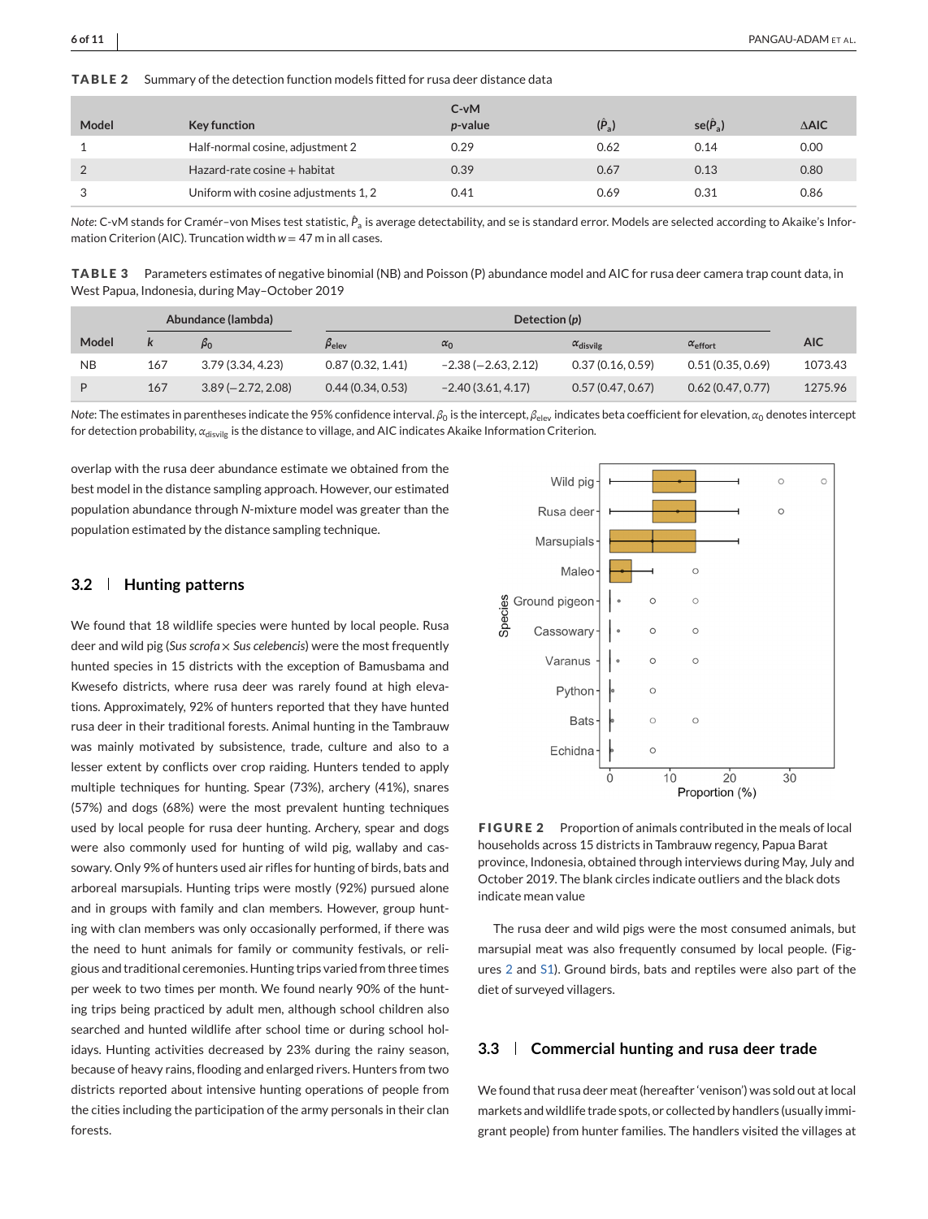**TABLE 2** Summary of the detection function models fitted for rusa deer distance data

| Model | Key function | C-vM $p$-value | $(\hat{P}_a)$ | se$(\hat{P}_a)$ | ΔAIC |
|---|---|---|---|---|---|
| 1 | Half-normal cosine, adjustment 2 | 0.29 | 0.62 | 0.14 | 0.00 |
| 2 | Hazard-rate cosine + habitat | 0.39 | 0.67 | 0.13 | 0.80 |
| 3 | Uniform with cosine adjustments 1, 2 | 0.41 | 0.69 | 0.31 | 0.86 |

*Note*: C-vM stands for Cramér–von Mises test statistic, $\hat{P}_a$ is average detectability, and se is standard error. Models are selected according to Akaike's Information Criterion (AIC). Truncation width $w = 47$ m in all cases.

**TABLE 3** Parameters estimates of negative binomial (NB) and Poisson (P) abundance model and AIC for rusa deer camera trap count data, in West Papua, Indonesia, during May–October 2019

| | Abundance (lambda) | | Detection ($p$) | | | | |
|---|---|---|---|---|---|---|---|
| Model | $k$ | $\beta_0$ | $\beta_{elev}$ | $\alpha_0$ | $\alpha_{disvilg}$ | $\alpha_{effort}$ | AIC |
| NB | 167 | 3.79 (3.34, 4.23) | 0.87 (0.32, 1.41) | −2.38 (−2.63, 2.12) | 0.37 (0.16, 0.59) | 0.51 (0.35, 0.69) | 1073.43 |
| P | 167 | 3.89 (−2.72, 2.08) | 0.44 (0.34, 0.53) | −2.40 (3.61, 4.17) | 0.57 (0.47, 0.67) | 0.62 (0.47, 0.77) | 1275.96 |

*Note*: The estimates in parentheses indicate the 95% confidence interval. $\beta_0$ is the intercept, $\beta_{elev}$ indicates beta coefficient for elevation, $\alpha_0$ denotes intercept for detection probability, $\alpha_{disvilg}$ is the distance to village, and AIC indicates Akaike Information Criterion.

overlap with the rusa deer abundance estimate we obtained from the best model in the distance sampling approach. However, our estimated population abundance through *N*-mixture model was greater than the population estimated by the distance sampling technique.

## 3.2 | Hunting patterns

We found that 18 wildlife species were hunted by local people. Rusa deer and wild pig (*Sus scrofa* × *Sus celebencis*) were the most frequently hunted species in 15 districts with the exception of Bamusbama and Kwesefo districts, where rusa deer was rarely found at high elevations. Approximately, 92% of hunters reported that they have hunted rusa deer in their traditional forests. Animal hunting in the Tambrauw was mainly motivated by subsistence, trade, culture and also to a lesser extent by conflicts over crop raiding. Hunters tended to apply multiple techniques for hunting. Spear (73%), archery (41%), snares (57%) and dogs (68%) were the most prevalent hunting techniques used by local people for rusa deer hunting. Archery, spear and dogs were also commonly used for hunting of wild pig, wallaby and cassowary. Only 9% of hunters used air rifles for hunting of birds, bats and arboreal marsupials. Hunting trips were mostly (92%) pursued alone and in groups with family and clan members. However, group hunting with clan members was only occasionally performed, if there was the need to hunt animals for family or community festivals, or religious and traditional ceremonies. Hunting trips varied from three times per week to two times per month. We found nearly 90% of the hunting trips being practiced by adult men, although school children also searched and hunted wildlife after school time or during school holidays. Hunting activities decreased by 23% during the rainy season, because of heavy rains, flooding and enlarged rivers. Hunters from two districts reported about intensive hunting operations of people from the cities including the participation of the army personals in their clan forests.

**FIGURE 2** Proportion of animals contributed in the meals of local households across 15 districts in Tambrauw regency, Papua Barat province, Indonesia, obtained through interviews during May, July and October 2019. The blank circles indicate outliers and the black dots indicate mean value

The rusa deer and wild pigs were the most consumed animals, but marsupial meat was also frequently consumed by local people. (Figures 2 and S1). Ground birds, bats and reptiles were also part of the diet of surveyed villagers.

## 3.3 | Commercial hunting and rusa deer trade

We found that rusa deer meat (hereafter 'venison') was sold out at local markets and wildlife trade spots, or collected by handlers (usually immigrant people) from hunter families. The handlers visited the villages at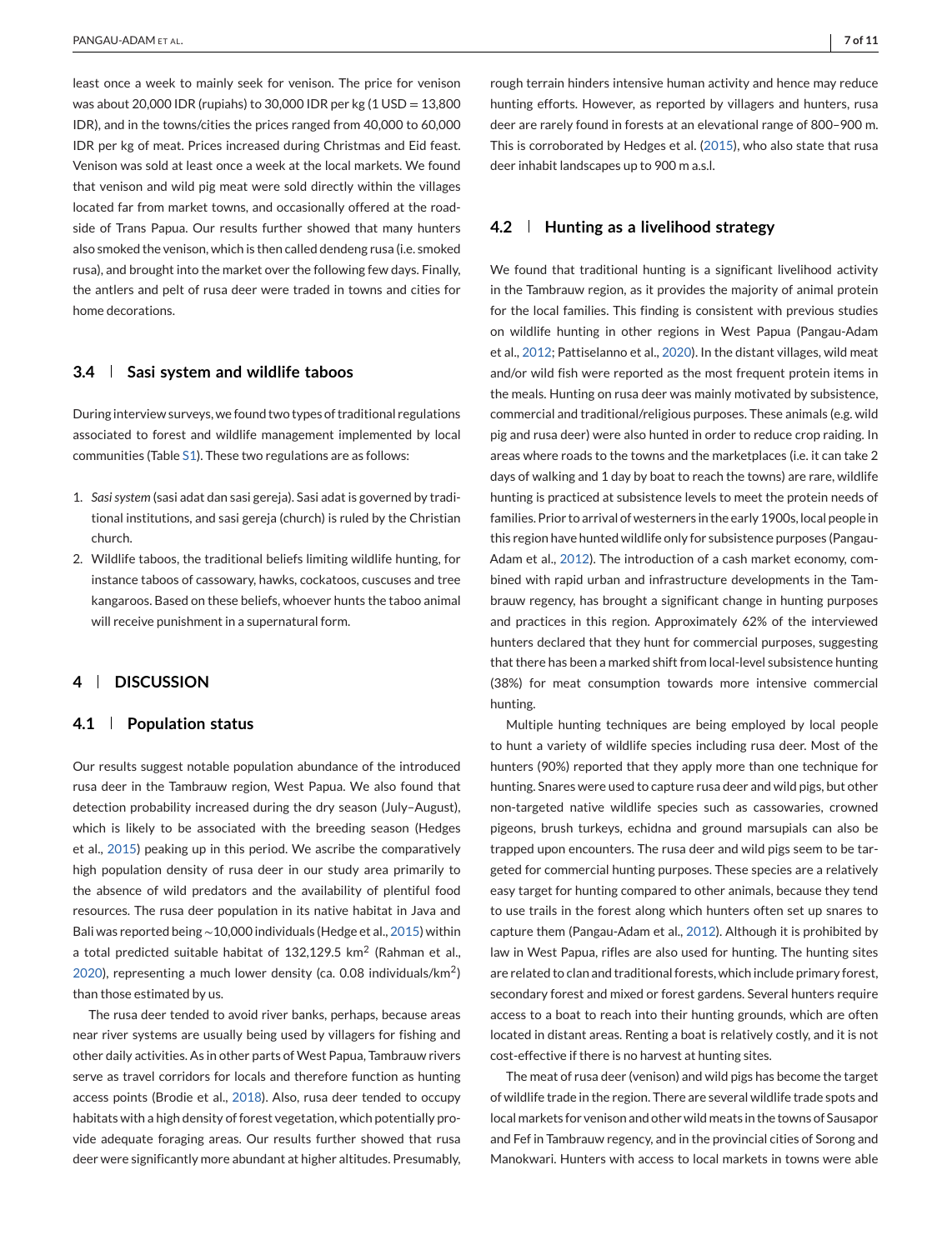least once a week to mainly seek for venison. The price for venison was about 20,000 IDR (rupiahs) to 30,000 IDR per kg (1 USD = 13,800 IDR), and in the towns/cities the prices ranged from 40,000 to 60,000 IDR per kg of meat. Prices increased during Christmas and Eid feast. Venison was sold at least once a week at the local markets. We found that venison and wild pig meat were sold directly within the villages located far from market towns, and occasionally offered at the roadside of Trans Papua. Our results further showed that many hunters also smoked the venison, which is then called dendeng rusa (i.e. smoked rusa), and brought into the market over the following few days. Finally, the antlers and pelt of rusa deer were traded in towns and cities for home decorations.

### 3.4 | Sasi system and wildlife taboos

During interview surveys, we found two types of traditional regulations associated to forest and wildlife management implemented by local communities (Table S1). These two regulations are as follows:

1. *Sasi system* (sasi adat dan sasi gereja). Sasi adat is governed by traditional institutions, and sasi gereja (church) is ruled by the Christian church.
2. Wildlife taboos, the traditional beliefs limiting wildlife hunting, for instance taboos of cassowary, hawks, cockatoos, cuscuses and tree kangaroos. Based on these beliefs, whoever hunts the taboo animal will receive punishment in a supernatural form.

## 4 | DISCUSSION

### 4.1 | Population status

Our results suggest notable population abundance of the introduced rusa deer in the Tambrauw region, West Papua. We also found that detection probability increased during the dry season (July–August), which is likely to be associated with the breeding season (Hedges et al., 2015) peaking up in this period. We ascribe the comparatively high population density of rusa deer in our study area primarily to the absence of wild predators and the availability of plentiful food resources. The rusa deer population in its native habitat in Java and Bali was reported being ~10,000 individuals (Hedge et al., 2015) within a total predicted suitable habitat of 132,129.5 km$^2$ (Rahman et al., 2020), representing a much lower density (ca. 0.08 individuals/km$^2$) than those estimated by us.

The rusa deer tended to avoid river banks, perhaps, because areas near river systems are usually being used by villagers for fishing and other daily activities. As in other parts of West Papua, Tambrauw rivers serve as travel corridors for locals and therefore function as hunting access points (Brodie et al., 2018). Also, rusa deer tended to occupy habitats with a high density of forest vegetation, which potentially provide adequate foraging areas. Our results further showed that rusa deer were significantly more abundant at higher altitudes. Presumably, rough terrain hinders intensive human activity and hence may reduce hunting efforts. However, as reported by villagers and hunters, rusa deer are rarely found in forests at an elevational range of 800–900 m. This is corroborated by Hedges et al. (2015), who also state that rusa deer inhabit landscapes up to 900 m a.s.l.

### 4.2 | Hunting as a livelihood strategy

We found that traditional hunting is a significant livelihood activity in the Tambrauw region, as it provides the majority of animal protein for the local families. This finding is consistent with previous studies on wildlife hunting in other regions in West Papua (Pangau-Adam et al., 2012; Pattiselanno et al., 2020). In the distant villages, wild meat and/or wild fish were reported as the most frequent protein items in the meals. Hunting on rusa deer was mainly motivated by subsistence, commercial and traditional/religious purposes. These animals (e.g. wild pig and rusa deer) were also hunted in order to reduce crop raiding. In areas where roads to the towns and the marketplaces (i.e. it can take 2 days of walking and 1 day by boat to reach the towns) are rare, wildlife hunting is practiced at subsistence levels to meet the protein needs of families. Prior to arrival of westerners in the early 1900s, local people in this region have hunted wildlife only for subsistence purposes (Pangau-Adam et al., 2012). The introduction of a cash market economy, combined with rapid urban and infrastructure developments in the Tambrauw regency, has brought a significant change in hunting purposes and practices in this region. Approximately 62% of the interviewed hunters declared that they hunt for commercial purposes, suggesting that there has been a marked shift from local-level subsistence hunting (38%) for meat consumption towards more intensive commercial hunting.

Multiple hunting techniques are being employed by local people to hunt a variety of wildlife species including rusa deer. Most of the hunters (90%) reported that they apply more than one technique for hunting. Snares were used to capture rusa deer and wild pigs, but other non-targeted native wildlife species such as cassowaries, crowned pigeons, brush turkeys, echidna and ground marsupials can also be trapped upon encounters. The rusa deer and wild pigs seem to be targeted for commercial hunting purposes. These species are a relatively easy target for hunting compared to other animals, because they tend to use trails in the forest along which hunters often set up snares to capture them (Pangau-Adam et al., 2012). Although it is prohibited by law in West Papua, rifles are also used for hunting. The hunting sites are related to clan and traditional forests, which include primary forest, secondary forest and mixed or forest gardens. Several hunters require access to a boat to reach into their hunting grounds, which are often located in distant areas. Renting a boat is relatively costly, and it is not cost-effective if there is no harvest at hunting sites.

The meat of rusa deer (venison) and wild pigs has become the target of wildlife trade in the region. There are several wildlife trade spots and local markets for venison and other wild meats in the towns of Sausapor and Fef in Tambrauw regency, and in the provincial cities of Sorong and Manokwari. Hunters with access to local markets in towns were able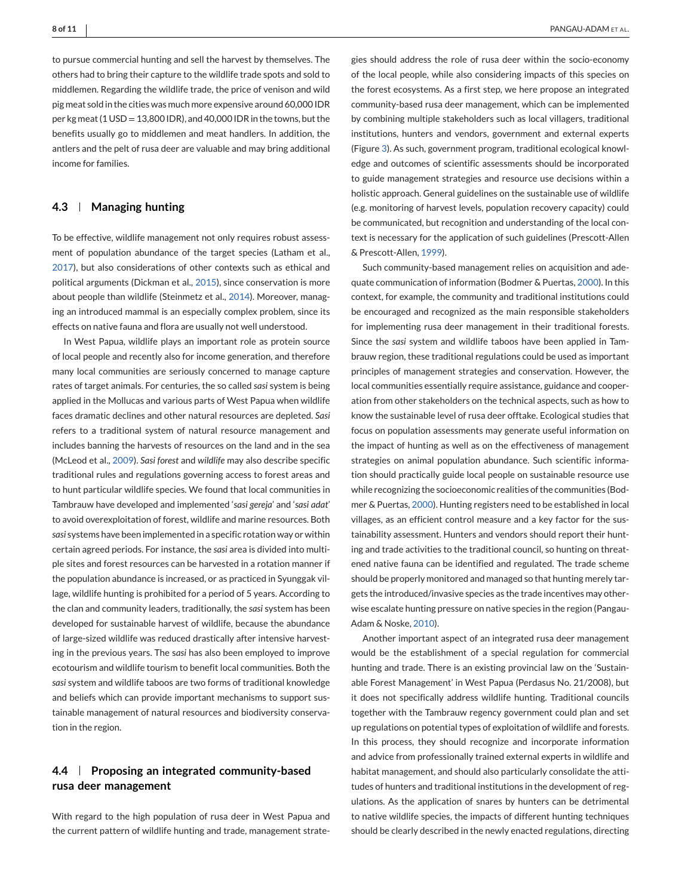to pursue commercial hunting and sell the harvest by themselves. The others had to bring their capture to the wildlife trade spots and sold to middlemen. Regarding the wildlife trade, the price of venison and wild pig meat sold in the cities was much more expensive around 60,000 IDR per kg meat (1 USD = 13,800 IDR), and 40,000 IDR in the towns, but the benefits usually go to middlemen and meat handlers. In addition, the antlers and the pelt of rusa deer are valuable and may bring additional income for families.

### 4.3 | Managing hunting

To be effective, wildlife management not only requires robust assessment of population abundance of the target species (Latham et al., 2017), but also considerations of other contexts such as ethical and political arguments (Dickman et al., 2015), since conservation is more about people than wildlife (Steinmetz et al., 2014). Moreover, managing an introduced mammal is an especially complex problem, since its effects on native fauna and flora are usually not well understood.

In West Papua, wildlife plays an important role as protein source of local people and recently also for income generation, and therefore many local communities are seriously concerned to manage capture rates of target animals. For centuries, the so called *sasi* system is being applied in the Mollucas and various parts of West Papua when wildlife faces dramatic declines and other natural resources are depleted. *Sasi* refers to a traditional system of natural resource management and includes banning the harvests of resources on the land and in the sea (McLeod et al., 2009). *Sasi forest* and *wildlife* may also describe specific traditional rules and regulations governing access to forest areas and to hunt particular wildlife species. We found that local communities in Tambrauw have developed and implemented '*sasi gereja*' and '*sasi adat*' to avoid overexploitation of forest, wildlife and marine resources. Both *sasi* systems have been implemented in a specific rotation way or within certain agreed periods. For instance, the *sasi* area is divided into multiple sites and forest resources can be harvested in a rotation manner if the population abundance is increased, or as practiced in Syunggak village, wildlife hunting is prohibited for a period of 5 years. According to the clan and community leaders, traditionally, the *sasi* system has been developed for sustainable harvest of wildlife, because the abundance of large-sized wildlife was reduced drastically after intensive harvesting in the previous years. The *sasi* has also been employed to improve ecotourism and wildlife tourism to benefit local communities. Both the *sasi* system and wildlife taboos are two forms of traditional knowledge and beliefs which can provide important mechanisms to support sustainable management of natural resources and biodiversity conservation in the region.

### 4.4 | Proposing an integrated community-based rusa deer management

With regard to the high population of rusa deer in West Papua and the current pattern of wildlife hunting and trade, management strategies should address the role of rusa deer within the socio-economy of the local people, while also considering impacts of this species on the forest ecosystems. As a first step, we here propose an integrated community-based rusa deer management, which can be implemented by combining multiple stakeholders such as local villagers, traditional institutions, hunters and vendors, government and external experts (Figure 3). As such, government program, traditional ecological knowledge and outcomes of scientific assessments should be incorporated to guide management strategies and resource use decisions within a holistic approach. General guidelines on the sustainable use of wildlife (e.g. monitoring of harvest levels, population recovery capacity) could be communicated, but recognition and understanding of the local context is necessary for the application of such guidelines (Prescott-Allen & Prescott-Allen, 1999).

Such community-based management relies on acquisition and adequate communication of information (Bodmer & Puertas, 2000). In this context, for example, the community and traditional institutions could be encouraged and recognized as the main responsible stakeholders for implementing rusa deer management in their traditional forests. Since the *sasi* system and wildlife taboos have been applied in Tambrauw region, these traditional regulations could be used as important principles of management strategies and conservation. However, the local communities essentially require assistance, guidance and cooperation from other stakeholders on the technical aspects, such as how to know the sustainable level of rusa deer offtake. Ecological studies that focus on population assessments may generate useful information on the impact of hunting as well as on the effectiveness of management strategies on animal population abundance. Such scientific information should practically guide local people on sustainable resource use while recognizing the socioeconomic realities of the communities (Bodmer & Puertas, 2000). Hunting registers need to be established in local villages, as an efficient control measure and a key factor for the sustainability assessment. Hunters and vendors should report their hunting and trade activities to the traditional council, so hunting on threatened native fauna can be identified and regulated. The trade scheme should be properly monitored and managed so that hunting merely targets the introduced/invasive species as the trade incentives may otherwise escalate hunting pressure on native species in the region (Pangau-Adam & Noske, 2010).

Another important aspect of an integrated rusa deer management would be the establishment of a special regulation for commercial hunting and trade. There is an existing provincial law on the 'Sustainable Forest Management' in West Papua (Perdasus No. 21/2008), but it does not specifically address wildlife hunting. Traditional councils together with the Tambrauw regency government could plan and set up regulations on potential types of exploitation of wildlife and forests. In this process, they should recognize and incorporate information and advice from professionally trained external experts in wildlife and habitat management, and should also particularly consolidate the attitudes of hunters and traditional institutions in the development of regulations. As the application of snares by hunters can be detrimental to native wildlife species, the impacts of different hunting techniques should be clearly described in the newly enacted regulations, directing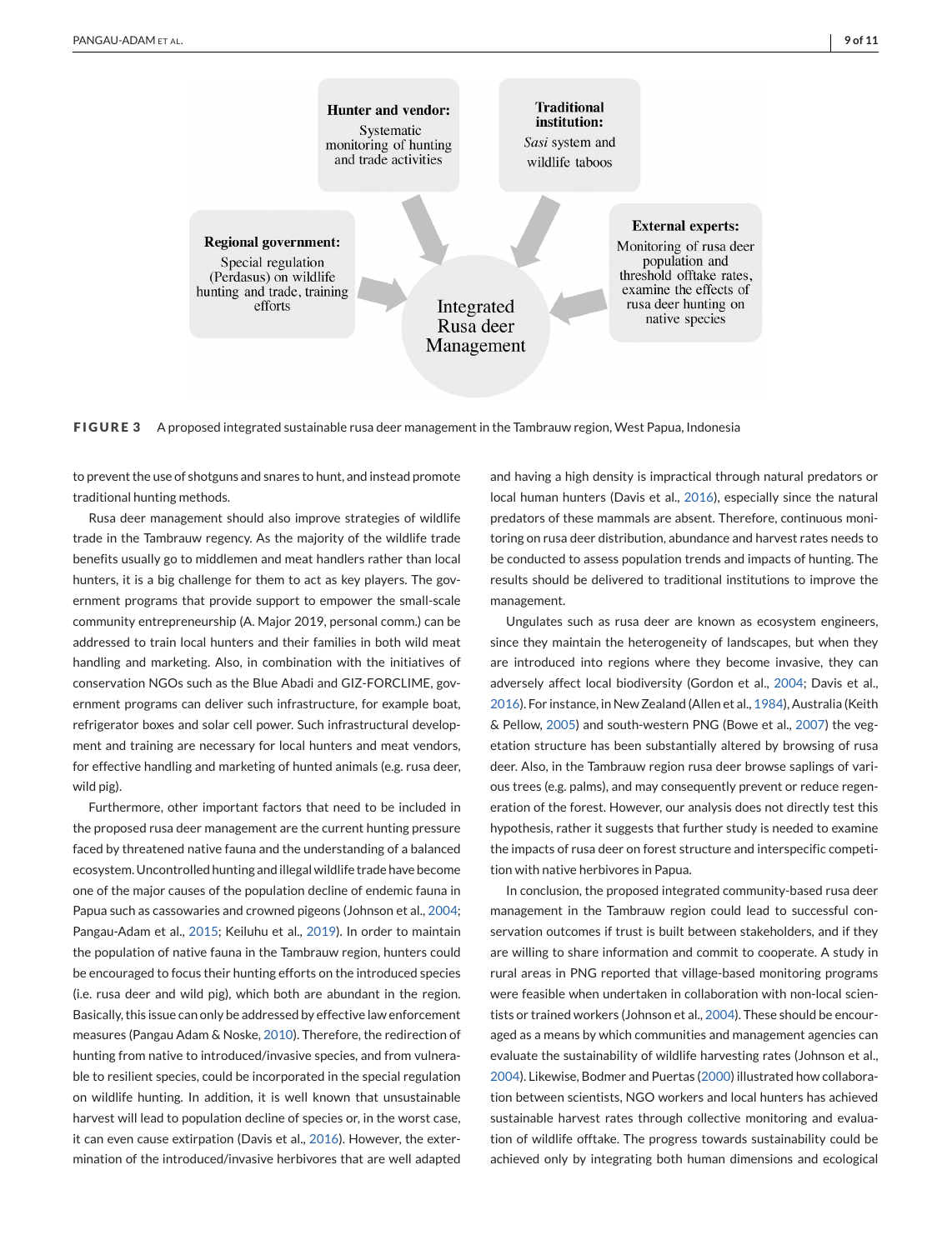**Hunter and vendor:** Systematic monitoring of hunting and trade activities

**Traditional institution:** *Sasi* system and wildlife taboos

**Regional government:** Special regulation (Perdasus) on wildlife hunting and trade, training efforts

**External experts:** Monitoring of rusa deer population and threshold offtake rates, examine the effects of rusa deer hunting on native species

Integrated Rusa deer Management

**FIGURE 3** A proposed integrated sustainable rusa deer management in the Tambrauw region, West Papua, Indonesia

to prevent the use of shotguns and snares to hunt, and instead promote traditional hunting methods.

Rusa deer management should also improve strategies of wildlife trade in the Tambrauw regency. As the majority of the wildlife trade benefits usually go to middlemen and meat handlers rather than local hunters, it is a big challenge for them to act as key players. The government programs that provide support to empower the small-scale community entrepreneurship (A. Major 2019, personal comm.) can be addressed to train local hunters and their families in both wild meat handling and marketing. Also, in combination with the initiatives of conservation NGOs such as the Blue Abadi and GIZ-FORCLIME, government programs can deliver such infrastructure, for example boat, refrigerator boxes and solar cell power. Such infrastructural development and training are necessary for local hunters and meat vendors, for effective handling and marketing of hunted animals (e.g. rusa deer, wild pig).

Furthermore, other important factors that need to be included in the proposed rusa deer management are the current hunting pressure faced by threatened native fauna and the understanding of a balanced ecosystem. Uncontrolled hunting and illegal wildlife trade have become one of the major causes of the population decline of endemic fauna in Papua such as cassowaries and crowned pigeons (Johnson et al., 2004; Pangau-Adam et al., 2015; Keiluhu et al., 2019). In order to maintain the population of native fauna in the Tambrauw region, hunters could be encouraged to focus their hunting efforts on the introduced species (i.e. rusa deer and wild pig), which both are abundant in the region. Basically, this issue can only be addressed by effective law enforcement measures (Pangau Adam & Noske, 2010). Therefore, the redirection of hunting from native to introduced/invasive species, and from vulnerable to resilient species, could be incorporated in the special regulation on wildlife hunting. In addition, it is well known that unsustainable harvest will lead to population decline of species or, in the worst case, it can even cause extirpation (Davis et al., 2016). However, the extermination of the introduced/invasive herbivores that are well adapted and having a high density is impractical through natural predators or local human hunters (Davis et al., 2016), especially since the natural predators of these mammals are absent. Therefore, continuous monitoring on rusa deer distribution, abundance and harvest rates needs to be conducted to assess population trends and impacts of hunting. The results should be delivered to traditional institutions to improve the management.

Ungulates such as rusa deer are known as ecosystem engineers, since they maintain the heterogeneity of landscapes, but when they are introduced into regions where they become invasive, they can adversely affect local biodiversity (Gordon et al., 2004; Davis et al., 2016). For instance, in New Zealand (Allen et al., 1984), Australia (Keith & Pellow, 2005) and south-western PNG (Bowe et al., 2007) the vegetation structure has been substantially altered by browsing of rusa deer. Also, in the Tambrauw region rusa deer browse saplings of various trees (e.g. palms), and may consequently prevent or reduce regeneration of the forest. However, our analysis does not directly test this hypothesis, rather it suggests that further study is needed to examine the impacts of rusa deer on forest structure and interspecific competition with native herbivores in Papua.

In conclusion, the proposed integrated community-based rusa deer management in the Tambrauw region could lead to successful conservation outcomes if trust is built between stakeholders, and if they are willing to share information and commit to cooperate. A study in rural areas in PNG reported that village-based monitoring programs were feasible when undertaken in collaboration with non-local scientists or trained workers (Johnson et al., 2004). These should be encouraged as a means by which communities and management agencies can evaluate the sustainability of wildlife harvesting rates (Johnson et al., 2004). Likewise, Bodmer and Puertas (2000) illustrated how collaboration between scientists, NGO workers and local hunters has achieved sustainable harvest rates through collective monitoring and evaluation of wildlife offtake. The progress towards sustainability could be achieved only by integrating both human dimensions and ecological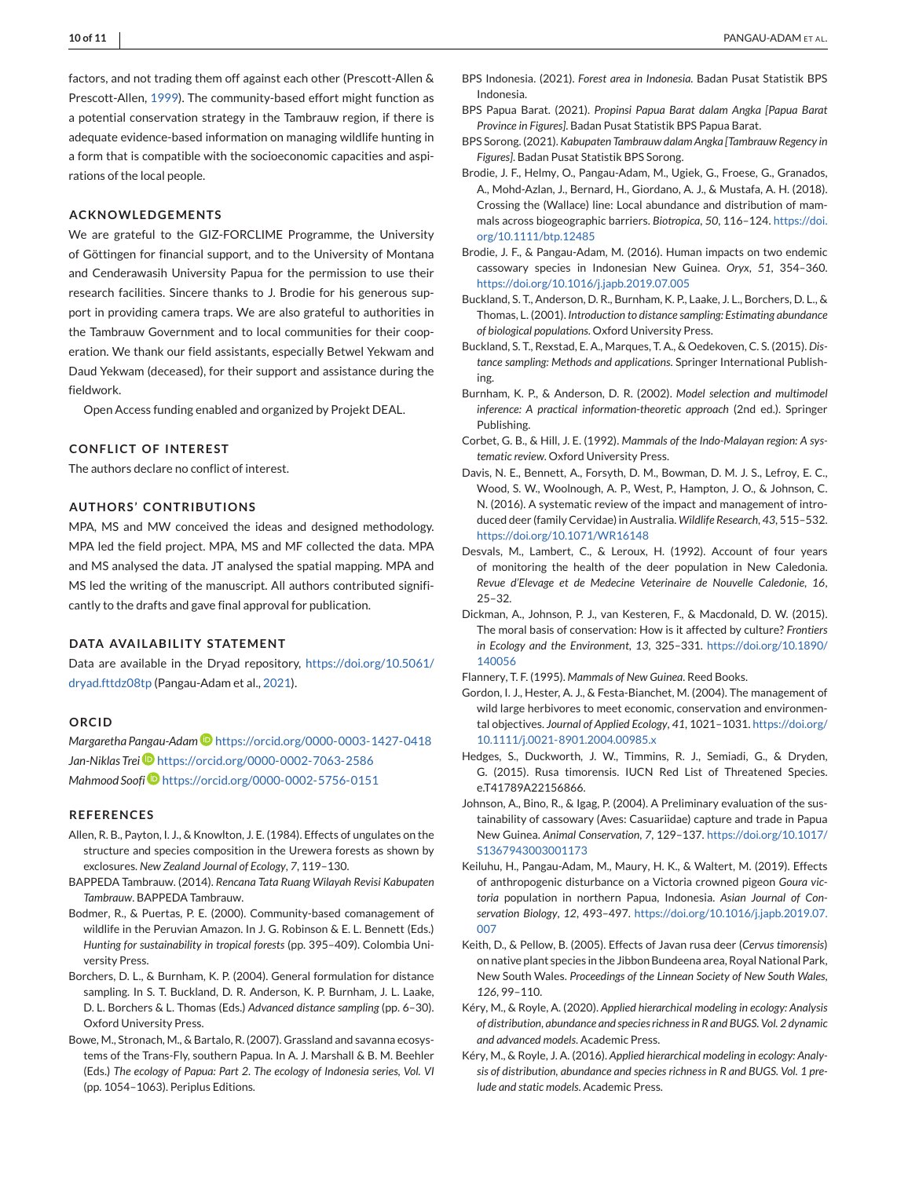factors, and not trading them off against each other (Prescott-Allen & Prescott-Allen, 1999). The community-based effort might function as a potential conservation strategy in the Tambrauw region, if there is adequate evidence-based information on managing wildlife hunting in a form that is compatible with the socioeconomic capacities and aspirations of the local people.

## ACKNOWLEDGEMENTS

We are grateful to the GIZ-FORCLIME Programme, the University of Göttingen for financial support, and to the University of Montana and Cenderawasih University Papua for the permission to use their research facilities. Sincere thanks to J. Brodie for his generous support in providing camera traps. We are also grateful to authorities in the Tambrauw Government and to local communities for their cooperation. We thank our field assistants, especially Betwel Yekwam and Daud Yekwam (deceased), for their support and assistance during the fieldwork.

Open Access funding enabled and organized by Projekt DEAL.

## CONFLICT OF INTEREST

The authors declare no conflict of interest.

## AUTHORS' CONTRIBUTIONS

MPA, MS and MW conceived the ideas and designed methodology. MPA led the field project. MPA, MS and MF collected the data. MPA and MS analysed the data. JT analysed the spatial mapping. MPA and MS led the writing of the manuscript. All authors contributed significantly to the drafts and gave final approval for publication.

## DATA AVAILABILITY STATEMENT

Data are available in the Dryad repository, https://doi.org/10.5061/dryad.fttdz08tp (Pangau-Adam et al., 2021).

## ORCID

*Margaretha Pangau-Adam* https://orcid.org/0000-0003-1427-0418
*Jan-Niklas Trei* https://orcid.org/0000-0002-7063-2586
*Mahmood Soofi* https://orcid.org/0000-0002-5756-0151

## REFERENCES

Allen, R. B., Payton, I. J., & Knowlton, J. E. (1984). Effects of ungulates on the structure and species composition in the Urewera forests as shown by exclosures. *New Zealand Journal of Ecology*, *7*, 119–130.

BAPPEDA Tambrauw. (2014). *Rencana Tata Ruang Wilayah Revisi Kabupaten Tambrauw*. BAPPEDA Tambrauw.

Bodmer, R., & Puertas, P. E. (2000). Community-based comanagement of wildlife in the Peruvian Amazon. In J. G. Robinson & E. L. Bennett (Eds.) *Hunting for sustainability in tropical forests* (pp. 395–409). Colombia University Press.

Borchers, D. L., & Burnham, K. P. (2004). General formulation for distance sampling. In S. T. Buckland, D. R. Anderson, K. P. Burnham, J. L. Laake, D. L. Borchers & L. Thomas (Eds.) *Advanced distance sampling* (pp. 6–30). Oxford University Press.

Bowe, M., Stronach, M., & Bartalo, R. (2007). Grassland and savanna ecosystems of the Trans-Fly, southern Papua. In A. J. Marshall & B. M. Beehler (Eds.) *The ecology of Papua: Part 2. The ecology of Indonesia series, Vol. VI* (pp. 1054–1063). Periplus Editions.

BPS Indonesia. (2021). *Forest area in Indonesia*. Badan Pusat Statistik BPS Indonesia.

BPS Papua Barat. (2021). *Propinsi Papua Barat dalam Angka [Papua Barat Province in Figures]*. Badan Pusat Statistik BPS Papua Barat.

BPS Sorong. (2021). *Kabupaten Tambrauw dalam Angka [Tambrauw Regency in Figures]*. Badan Pusat Statistik BPS Sorong.

Brodie, J. F., Helmy, O., Pangau-Adam, M., Ugiek, G., Froese, G., Granados, A., Mohd-Azlan, J., Bernard, H., Giordano, A. J., & Mustafa, A. H. (2018). Crossing the (Wallace) line: Local abundance and distribution of mammals across biogeographic barriers. *Biotropica*, *50*, 116–124. https://doi.org/10.1111/btp.12485

Brodie, J. F., & Pangau-Adam, M. (2016). Human impacts on two endemic cassowary species in Indonesian New Guinea. *Oryx*, *51*, 354–360. https://doi.org/10.1016/j.japb.2019.07.005

Buckland, S. T., Anderson, D. R., Burnham, K. P., Laake, J. L., Borchers, D. L., & Thomas, L. (2001). *Introduction to distance sampling: Estimating abundance of biological populations*. Oxford University Press.

Buckland, S. T., Rexstad, E. A., Marques, T. A., & Oedekoven, C. S. (2015). *Distance sampling: Methods and applications*. Springer International Publishing.

Burnham, K. P., & Anderson, D. R. (2002). *Model selection and multimodel inference: A practical information-theoretic approach* (2nd ed.). Springer Publishing.

Corbet, G. B., & Hill, J. E. (1992). *Mammals of the Indo-Malayan region: A systematic review*. Oxford University Press.

Davis, N. E., Bennett, A., Forsyth, D. M., Bowman, D. M. J. S., Lefroy, E. C., Wood, S. W., Woolnough, A. P., West, P., Hampton, J. O., & Johnson, C. N. (2016). A systematic review of the impact and management of introduced deer (family Cervidae) in Australia. *Wildlife Research*, *43*, 515–532. https://doi.org/10.1071/WR16148

Desvals, M., Lambert, C., & Leroux, H. (1992). Account of four years of monitoring the health of the deer population in New Caledonia. *Revue d'Elevage et de Medecine Veterinaire de Nouvelle Caledonie*, *16*, 25–32.

Dickman, A., Johnson, P. J., van Kesteren, F., & Macdonald, D. W. (2015). The moral basis of conservation: How is it affected by culture? *Frontiers in Ecology and the Environment*, *13*, 325–331. https://doi.org/10.1890/140056

Flannery, T. F. (1995). *Mammals of New Guinea*. Reed Books.

Gordon, I. J., Hester, A. J., & Festa-Bianchet, M. (2004). The management of wild large herbivores to meet economic, conservation and environmental objectives. *Journal of Applied Ecology*, *41*, 1021–1031. https://doi.org/10.1111/j.0021-8901.2004.00985.x

Hedges, S., Duckworth, J. W., Timmins, R. J., Semiadi, G., & Dryden, G. (2015). Rusa timorensis. IUCN Red List of Threatened Species. e.T41789A22156866.

Johnson, A., Bino, R., & Igag, P. (2004). A Preliminary evaluation of the sustainability of cassowary (Aves: Casuariidae) capture and trade in Papua New Guinea. *Animal Conservation*, *7*, 129–137. https://doi.org/10.1017/S1367943003001173

Keiluhu, H., Pangau-Adam, M., Maury, H. K., & Waltert, M. (2019). Effects of anthropogenic disturbance on a Victoria crowned pigeon *Goura victoria* population in northern Papua, Indonesia. *Asian Journal of Conservation Biology*, *12*, 493–497. https://doi.org/10.1016/j.japb.2019.07.007

Keith, D., & Pellow, B. (2005). Effects of Javan rusa deer (*Cervus timorensis*) on native plant species in the Jibbon Bundeena area, Royal National Park, New South Wales. *Proceedings of the Linnean Society of New South Wales*, *126*, 99–110.

Kéry, M., & Royle, A. (2020). *Applied hierarchical modeling in ecology: Analysis of distribution, abundance and species richness in R and BUGS. Vol. 2 dynamic and advanced models*. Academic Press.

Kéry, M., & Royle, J. A. (2016). *Applied hierarchical modeling in ecology: Analysis of distribution, abundance and species richness in R and BUGS. Vol. 1 prelude and static models*. Academic Press.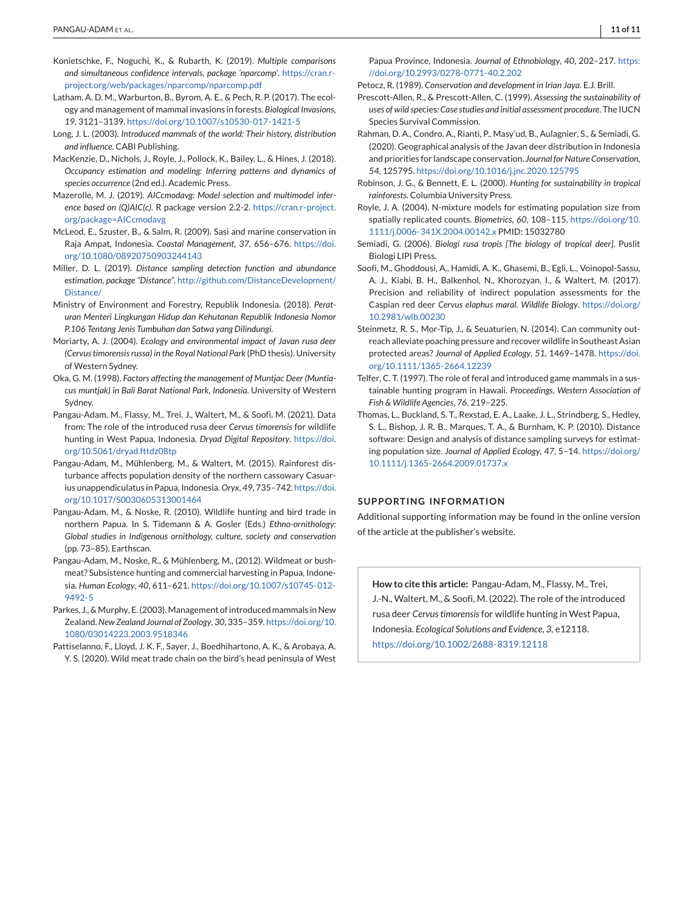Konietschke, F., Noguchi, K., & Rubarth, K. (2019). *Multiple comparisons and simultaneous confidence intervals, package 'nparcomp'*. https://cran.r-project.org/web/packages/nparcomp/nparcomp.pdf

Latham, A. D. M., Warburton, B., Byrom, A. E., & Pech, R. P. (2017). The ecology and management of mammal invasions in forests. *Biological Invasions*, *19*, 3121–3139. https://doi.org/10.1007/s10530-017-1421-5

Long, J. L. (2003). *Introduced mammals of the world: Their history, distribution and influence*. CABI Publishing.

MacKenzie, D., Nichols, J., Royle, J., Pollock, K., Bailey, L., & Hines, J. (2018). *Occupancy estimation and modeling: Inferring patterns and dynamics of species occurrence* (2nd ed.). Academic Press.

Mazerolle, M. J. (2019). *AICcmodavg: Model selection and multimodel inference based on (Q)AIC(c)*. R package version 2.2-2. https://cran.r-project.org/package=AICcmodavg

McLeod, E., Szuster, B., & Salm, R. (2009). Sasi and marine conservation in Raja Ampat, Indonesia. *Coastal Management*, *37*, 656–676. https://doi.org/10.1080/08920750903244143

Miller, D. L. (2019). *Distance sampling detection function and abundance estimation, package "Distance"*. http://github.com/DistanceDevelopment/Distance/

Ministry of Environment and Forestry, Republik Indonesia. (2018). *Peraturan Menteri Lingkungan Hidup dan Kehutanan Republik Indonesia Nomor P.106 Tentang Jenis Tumbuhan dan Satwa yang Dilindungi*.

Moriarty, A. J. (2004). *Ecology and environmental impact of Javan rusa deer (Cervus timorensis russa) in the Royal National Park* (PhD thesis). University of Western Sydney.

Oka, G. M. (1998). *Factors affecting the management of Muntjac Deer (Muntiacus muntjak) in Bali Barat National Park, Indonesia*. University of Western Sydney.

Pangau-Adam, M., Flassy, M., Trei, J., Waltert, M., & Soofi, M. (2021). Data from: The role of the introduced rusa deer *Cervus timorensis* for wildlife hunting in West Papua, Indonesia. *Dryad Digital Repository*. https://doi.org/10.5061/dryad.fttdz08tp

Pangau-Adam, M., Mühlenberg, M., & Waltert, M. (2015). Rainforest disturbance affects population density of the northern cassowary Casuarius unappendiculatus in Papua, Indonesia. *Oryx*, *49*, 735–742. https://doi.org/10.1017/S0030605313001464

Pangau-Adam, M., & Noske, R. (2010). Wildlife hunting and bird trade in northern Papua. In S. Tidemann & A. Gosler (Eds.) *Ethno-ornithology: Global studies in Indigenous ornithology, culture, society and conservation* (pp. 73–85). Earthscan.

Pangau-Adam, M., Noske, R., & Mühlenberg, M., (2012). Wildmeat or bushmeat? Subsistence hunting and commercial harvesting in Papua, Indonesia. *Human Ecology*, *40*, 611–621. https://doi.org/10.1007/s10745-012-9492-5

Parkes, J., & Murphy, E. (2003). Management of introduced mammals in New Zealand. *New Zealand Journal of Zoology*, *30*, 335–359. https://doi.org/10.1080/03014223.2003.9518346

Pattiselanno, F., Lloyd, J. K. F., Sayer, J., Boedhihartono, A. K., & Arobaya, A. Y. S. (2020). Wild meat trade chain on the bird's head peninsula of West Papua Province, Indonesia. *Journal of Ethnobiology*, *40*, 202–217. https://doi.org/10.2993/0278-0771-40.2.202

Petocz, R. (1989). *Conservation and development in Irian Jaya*. E.J. Brill.

Prescott-Allen, R., & Prescott-Allen, C. (1999). *Assessing the sustainability of uses of wild species: Case studies and initial assessment procedure*. The IUCN Species Survival Commission.

Rahman, D. A., Condro, A., Rianti, P., Masy'ud, B., Aulagnier, S., & Semiadi, G. (2020). Geographical analysis of the Javan deer distribution in Indonesia and priorities for landscape conservation. *Journal for Nature Conservation*, *54*, 125795. https://doi.org/10.1016/j.jnc.2020.125795

Robinson, J. G., & Bennett, E. L. (2000). *Hunting for sustainability in tropical rainforests*. Columbia University Press.

Royle, J. A. (2004). N-mixture models for estimating population size from spatially replicated counts. *Biometrics*, *60*, 108–115. https://doi.org/10.1111/j.0006-341X.2004.00142.x PMID: 15032780

Semiadi, G. (2006). *Biologi rusa tropis [The biology of tropical deer]*. Puslit Biologi LIPI Press.

Soofi, M., Ghoddousi, A., Hamidi, A. K., Ghasemi, B., Egli, L., Voinopol-Sassu, A. J., Kiabi, B. H., Balkenhol, N., Khorozyan, I., & Waltert, M. (2017). Precision and reliability of indirect population assessments for the Caspian red deer *Cervus elaphus maral*. *Wildlife Biology*. https://doi.org/10.2981/wlb.00230

Steinmetz, R. S., Mor-Tip, J., & Seuaturien, N. (2014). Can community outreach alleviate poaching pressure and recover wildlife in Southeast Asian protected areas? *Journal of Applied Ecology*, *51*, 1469–1478. https://doi.org/10.1111/1365-2664.12239

Telfer, C. T. (1997). The role of feral and introduced game mammals in a sustainable hunting program in Hawaii. *Proceedings, Western Association of Fish & Wildlife Agencies*, *76*, 219–225.

Thomas, L., Buckland, S. T., Rexstad, E. A., Laake, J. L., Strindberg, S., Hedley, S. L., Bishop, J. R. B., Marques, T. A., & Burnham, K. P. (2010). Distance software: Design and analysis of distance sampling surveys for estimating population size. *Journal of Applied Ecology*, *47*, 5–14. https://doi.org/10.1111/j.1365-2664.2009.01737.x

## SUPPORTING INFORMATION

Additional supporting information may be found in the online version of the article at the publisher's website.

**How to cite this article:** Pangau-Adam, M., Flassy, M., Trei, J.-N., Waltert, M., & Soofi, M. (2022). The role of the introduced rusa deer *Cervus timorensis* for wildlife hunting in West Papua, Indonesia. *Ecological Solutions and Evidence*, *3*, e12118. https://doi.org/10.1002/2688-8319.12118